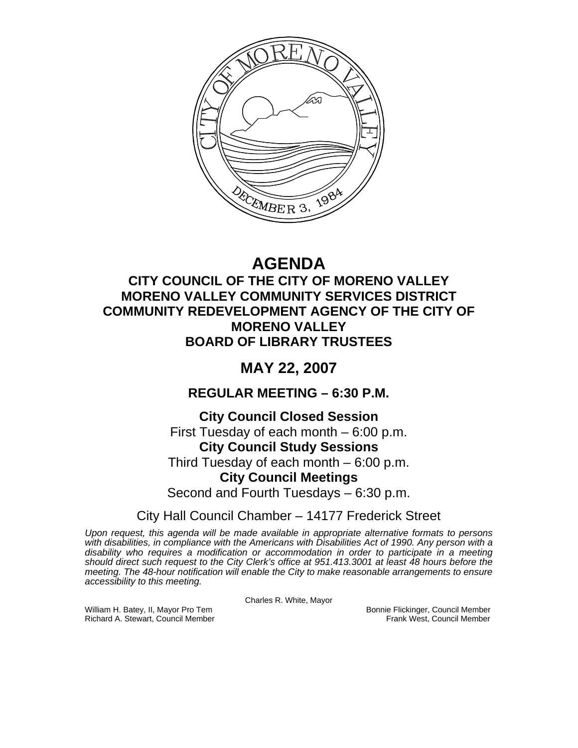# AGENDA

## CITY COUNCIL OF THE CITY OF MORENO VALLEY
## MORENO VALLEY COMMUNITY SERVICES DISTRICT
## COMMUNITY REDEVELOPMENT AGENCY OF THE CITY OF MORENO VALLEY
## BOARD OF LIBRARY TRUSTEES

## MAY 22, 2007

### REGULAR MEETING – 6:30 P.M.

**City Council Closed Session**
First Tuesday of each month – 6:00 p.m.
**City Council Study Sessions**
Third Tuesday of each month – 6:00 p.m.
**City Council Meetings**
Second and Fourth Tuesdays – 6:30 p.m.

City Hall Council Chamber – 14177 Frederick Street

*Upon request, this agenda will be made available in appropriate alternative formats to persons with disabilities, in compliance with the Americans with Disabilities Act of 1990. Any person with a disability who requires a modification or accommodation in order to participate in a meeting should direct such request to the City Clerk's office at 951.413.3001 at least 48 hours before the meeting. The 48-hour notification will enable the City to make reasonable arrangements to ensure accessibility to this meeting.*

Charles R. White, Mayor

William H. Batey, II, Mayor Pro Tem
Bonnie Flickinger, Council Member
Richard A. Stewart, Council Member
Frank West, Council Member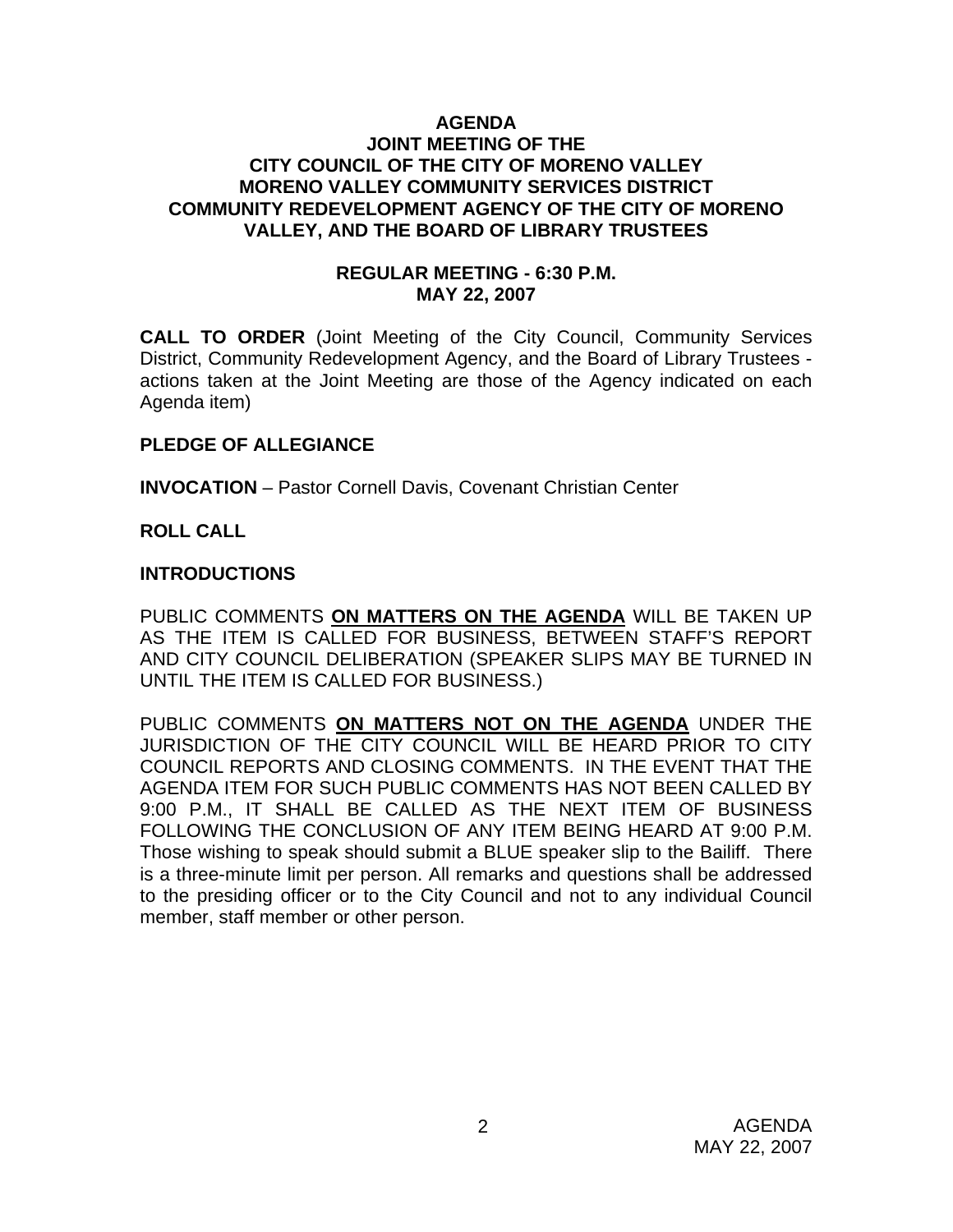**AGENDA**
**JOINT MEETING OF THE**
**CITY COUNCIL OF THE CITY OF MORENO VALLEY**
**MORENO VALLEY COMMUNITY SERVICES DISTRICT**
**COMMUNITY REDEVELOPMENT AGENCY OF THE CITY OF MORENO VALLEY, AND THE BOARD OF LIBRARY TRUSTEES**

**REGULAR MEETING - 6:30 P.M.**
**MAY 22, 2007**

**CALL TO ORDER** (Joint Meeting of the City Council, Community Services District, Community Redevelopment Agency, and the Board of Library Trustees - actions taken at the Joint Meeting are those of the Agency indicated on each Agenda item)

**PLEDGE OF ALLEGIANCE**

**INVOCATION** – Pastor Cornell Davis, Covenant Christian Center

**ROLL CALL**

**INTRODUCTIONS**

PUBLIC COMMENTS **ON MATTERS ON THE AGENDA** WILL BE TAKEN UP AS THE ITEM IS CALLED FOR BUSINESS, BETWEEN STAFF'S REPORT AND CITY COUNCIL DELIBERATION (SPEAKER SLIPS MAY BE TURNED IN UNTIL THE ITEM IS CALLED FOR BUSINESS.)

PUBLIC COMMENTS **ON MATTERS NOT ON THE AGENDA** UNDER THE JURISDICTION OF THE CITY COUNCIL WILL BE HEARD PRIOR TO CITY COUNCIL REPORTS AND CLOSING COMMENTS. IN THE EVENT THAT THE AGENDA ITEM FOR SUCH PUBLIC COMMENTS HAS NOT BEEN CALLED BY 9:00 P.M., IT SHALL BE CALLED AS THE NEXT ITEM OF BUSINESS FOLLOWING THE CONCLUSION OF ANY ITEM BEING HEARD AT 9:00 P.M. Those wishing to speak should submit a BLUE speaker slip to the Bailiff. There is a three-minute limit per person. All remarks and questions shall be addressed to the presiding officer or to the City Council and not to any individual Council member, staff member or other person.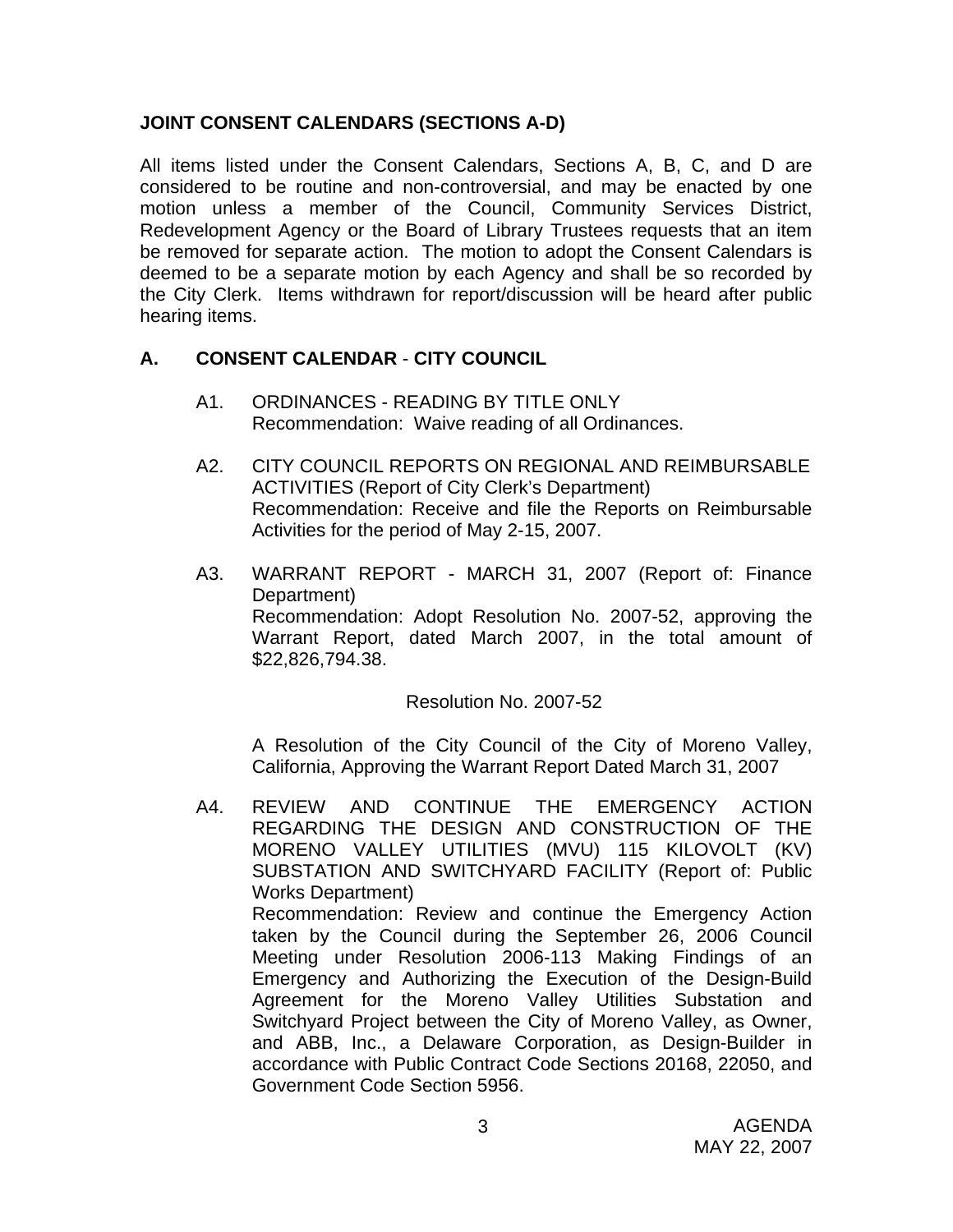**JOINT CONSENT CALENDARS (SECTIONS A-D)**

All items listed under the Consent Calendars, Sections A, B, C, and D are considered to be routine and non-controversial, and may be enacted by one motion unless a member of the Council, Community Services District, Redevelopment Agency or the Board of Library Trustees requests that an item be removed for separate action. The motion to adopt the Consent Calendars is deemed to be a separate motion by each Agency and shall be so recorded by the City Clerk. Items withdrawn for report/discussion will be heard after public hearing items.

**A. CONSENT CALENDAR - CITY COUNCIL**

A1. ORDINANCES - READING BY TITLE ONLY
Recommendation: Waive reading of all Ordinances.

A2. CITY COUNCIL REPORTS ON REGIONAL AND REIMBURSABLE ACTIVITIES (Report of City Clerk's Department)
Recommendation: Receive and file the Reports on Reimbursable Activities for the period of May 2-15, 2007.

A3. WARRANT REPORT - MARCH 31, 2007 (Report of: Finance Department)
Recommendation: Adopt Resolution No. 2007-52, approving the Warrant Report, dated March 2007, in the total amount of $22,826,794.38.

Resolution No. 2007-52

A Resolution of the City Council of the City of Moreno Valley, California, Approving the Warrant Report Dated March 31, 2007

A4. REVIEW AND CONTINUE THE EMERGENCY ACTION REGARDING THE DESIGN AND CONSTRUCTION OF THE MORENO VALLEY UTILITIES (MVU) 115 KILOVOLT (KV) SUBSTATION AND SWITCHYARD FACILITY (Report of: Public Works Department)
Recommendation: Review and continue the Emergency Action taken by the Council during the September 26, 2006 Council Meeting under Resolution 2006-113 Making Findings of an Emergency and Authorizing the Execution of the Design-Build Agreement for the Moreno Valley Utilities Substation and Switchyard Project between the City of Moreno Valley, as Owner, and ABB, Inc., a Delaware Corporation, as Design-Builder in accordance with Public Contract Code Sections 20168, 22050, and Government Code Section 5956.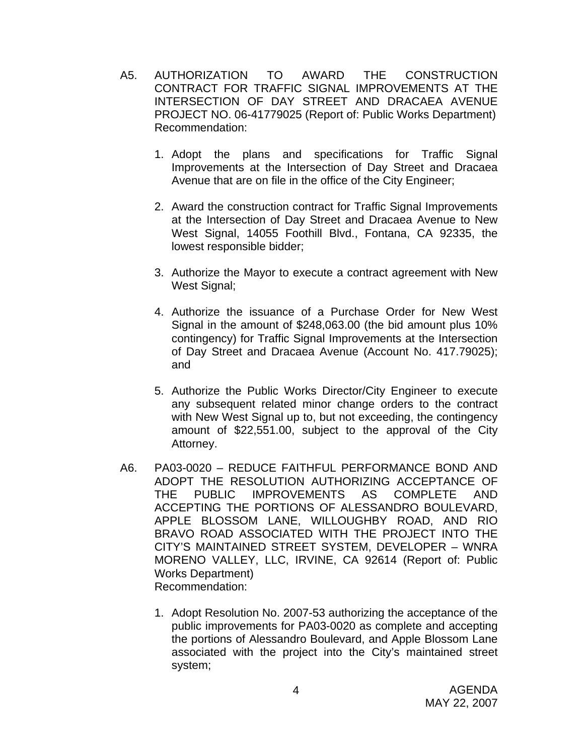A5. AUTHORIZATION TO AWARD THE CONSTRUCTION CONTRACT FOR TRAFFIC SIGNAL IMPROVEMENTS AT THE INTERSECTION OF DAY STREET AND DRACAEA AVENUE PROJECT NO. 06-41779025 (Report of: Public Works Department)
Recommendation:

1. Adopt the plans and specifications for Traffic Signal Improvements at the Intersection of Day Street and Dracaea Avenue that are on file in the office of the City Engineer;

2. Award the construction contract for Traffic Signal Improvements at the Intersection of Day Street and Dracaea Avenue to New West Signal, 14055 Foothill Blvd., Fontana, CA 92335, the lowest responsible bidder;

3. Authorize the Mayor to execute a contract agreement with New West Signal;

4. Authorize the issuance of a Purchase Order for New West Signal in the amount of $248,063.00 (the bid amount plus 10% contingency) for Traffic Signal Improvements at the Intersection of Day Street and Dracaea Avenue (Account No. 417.79025); and

5. Authorize the Public Works Director/City Engineer to execute any subsequent related minor change orders to the contract with New West Signal up to, but not exceeding, the contingency amount of $22,551.00, subject to the approval of the City Attorney.

A6. PA03-0020 – REDUCE FAITHFUL PERFORMANCE BOND AND ADOPT THE RESOLUTION AUTHORIZING ACCEPTANCE OF THE PUBLIC IMPROVEMENTS AS COMPLETE AND ACCEPTING THE PORTIONS OF ALESSANDRO BOULEVARD, APPLE BLOSSOM LANE, WILLOUGHBY ROAD, AND RIO BRAVO ROAD ASSOCIATED WITH THE PROJECT INTO THE CITY'S MAINTAINED STREET SYSTEM, DEVELOPER – WNRA MORENO VALLEY, LLC, IRVINE, CA 92614 (Report of: Public Works Department)
Recommendation:

1. Adopt Resolution No. 2007-53 authorizing the acceptance of the public improvements for PA03-0020 as complete and accepting the portions of Alessandro Boulevard, and Apple Blossom Lane associated with the project into the City's maintained street system;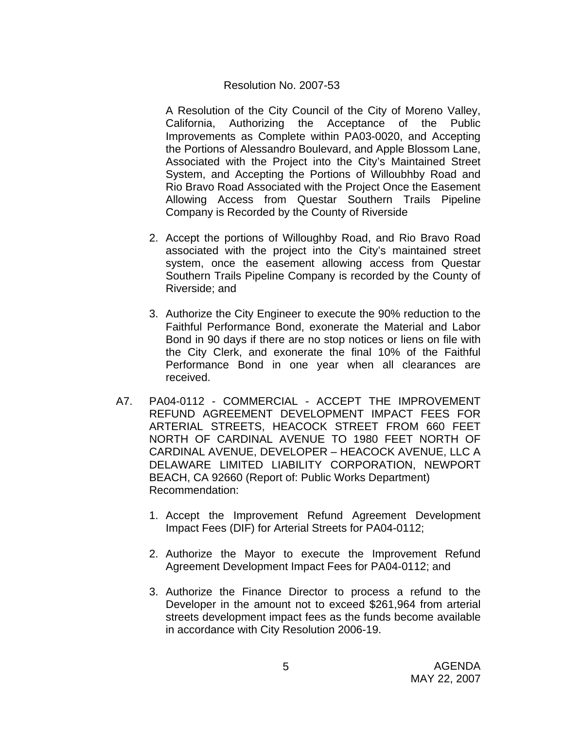Resolution No. 2007-53

A Resolution of the City Council of the City of Moreno Valley, California, Authorizing the Acceptance of the Public Improvements as Complete within PA03-0020, and Accepting the Portions of Alessandro Boulevard, and Apple Blossom Lane, Associated with the Project into the City's Maintained Street System, and Accepting the Portions of Willoubhby Road and Rio Bravo Road Associated with the Project Once the Easement Allowing Access from Questar Southern Trails Pipeline Company is Recorded by the County of Riverside

2. Accept the portions of Willoughby Road, and Rio Bravo Road associated with the project into the City's maintained street system, once the easement allowing access from Questar Southern Trails Pipeline Company is recorded by the County of Riverside; and

3. Authorize the City Engineer to execute the 90% reduction to the Faithful Performance Bond, exonerate the Material and Labor Bond in 90 days if there are no stop notices or liens on file with the City Clerk, and exonerate the final 10% of the Faithful Performance Bond in one year when all clearances are received.

A7. PA04-0112 - COMMERCIAL - ACCEPT THE IMPROVEMENT REFUND AGREEMENT DEVELOPMENT IMPACT FEES FOR ARTERIAL STREETS, HEACOCK STREET FROM 660 FEET NORTH OF CARDINAL AVENUE TO 1980 FEET NORTH OF CARDINAL AVENUE, DEVELOPER – HEACOCK AVENUE, LLC A DELAWARE LIMITED LIABILITY CORPORATION, NEWPORT BEACH, CA 92660 (Report of: Public Works Department)
Recommendation:

1. Accept the Improvement Refund Agreement Development Impact Fees (DIF) for Arterial Streets for PA04-0112;

2. Authorize the Mayor to execute the Improvement Refund Agreement Development Impact Fees for PA04-0112; and

3. Authorize the Finance Director to process a refund to the Developer in the amount not to exceed $261,964 from arterial streets development impact fees as the funds become available in accordance with City Resolution 2006-19.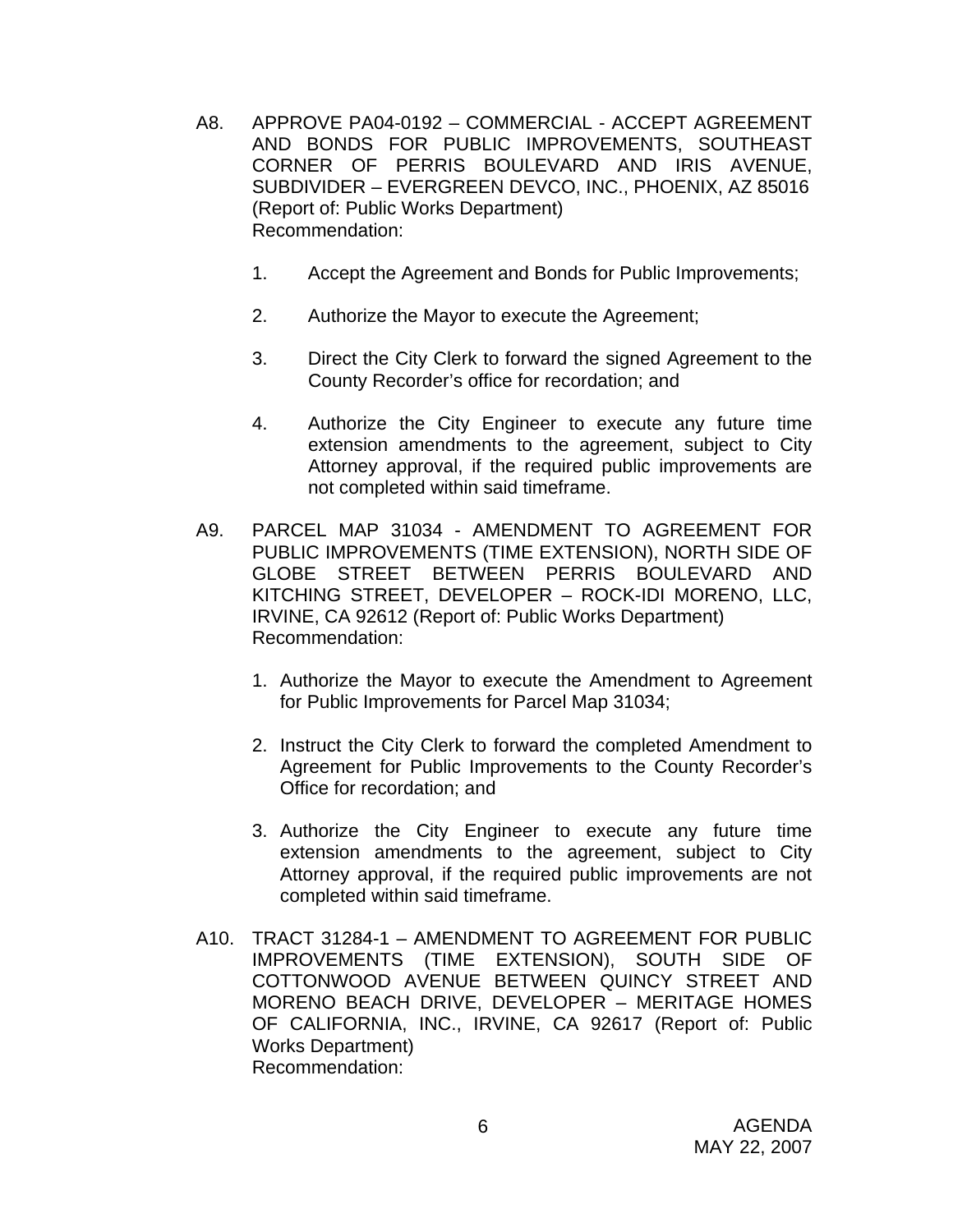A8. APPROVE PA04-0192 – COMMERCIAL - ACCEPT AGREEMENT AND BONDS FOR PUBLIC IMPROVEMENTS, SOUTHEAST CORNER OF PERRIS BOULEVARD AND IRIS AVENUE, SUBDIVIDER – EVERGREEN DEVCO, INC., PHOENIX, AZ 85016 (Report of: Public Works Department)
Recommendation:

1. Accept the Agreement and Bonds for Public Improvements;

2. Authorize the Mayor to execute the Agreement;

3. Direct the City Clerk to forward the signed Agreement to the County Recorder's office for recordation; and

4. Authorize the City Engineer to execute any future time extension amendments to the agreement, subject to City Attorney approval, if the required public improvements are not completed within said timeframe.

A9. PARCEL MAP 31034 - AMENDMENT TO AGREEMENT FOR PUBLIC IMPROVEMENTS (TIME EXTENSION), NORTH SIDE OF GLOBE STREET BETWEEN PERRIS BOULEVARD AND KITCHING STREET, DEVELOPER – ROCK-IDI MORENO, LLC, IRVINE, CA 92612 (Report of: Public Works Department)
Recommendation:

1. Authorize the Mayor to execute the Amendment to Agreement for Public Improvements for Parcel Map 31034;

2. Instruct the City Clerk to forward the completed Amendment to Agreement for Public Improvements to the County Recorder's Office for recordation; and

3. Authorize the City Engineer to execute any future time extension amendments to the agreement, subject to City Attorney approval, if the required public improvements are not completed within said timeframe.

A10. TRACT 31284-1 – AMENDMENT TO AGREEMENT FOR PUBLIC IMPROVEMENTS (TIME EXTENSION), SOUTH SIDE OF COTTONWOOD AVENUE BETWEEN QUINCY STREET AND MORENO BEACH DRIVE, DEVELOPER – MERITAGE HOMES OF CALIFORNIA, INC., IRVINE, CA 92617 (Report of: Public Works Department)
Recommendation: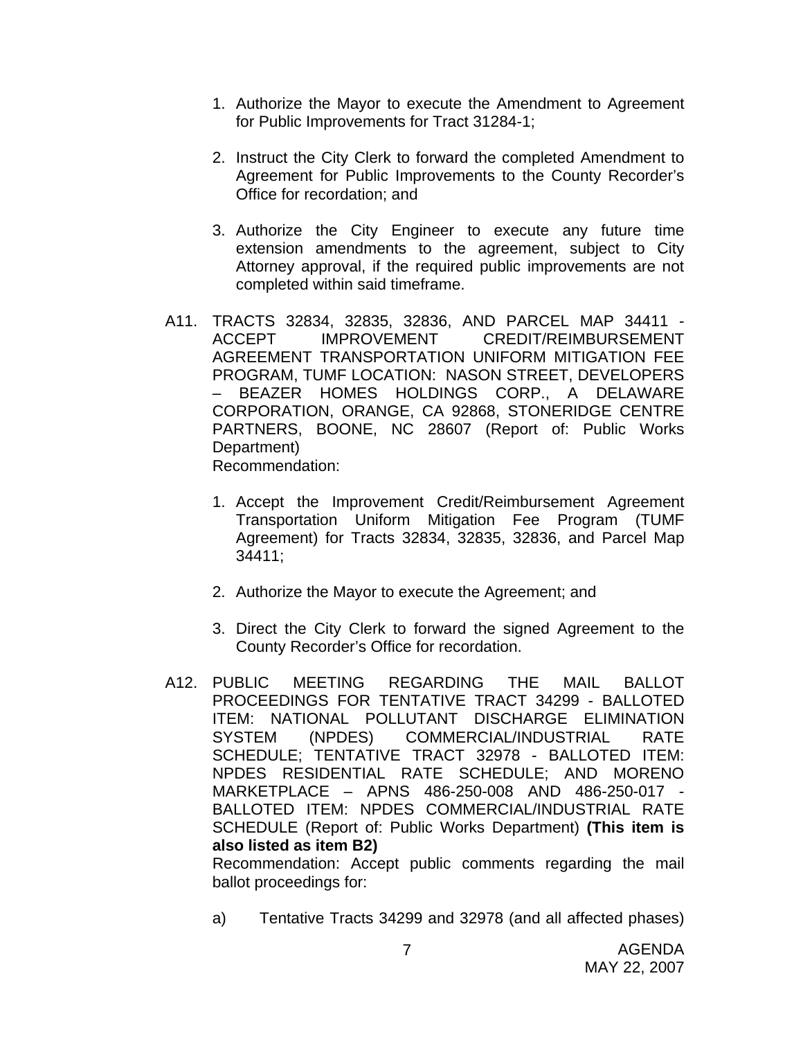1. Authorize the Mayor to execute the Amendment to Agreement for Public Improvements for Tract 31284-1;

2. Instruct the City Clerk to forward the completed Amendment to Agreement for Public Improvements to the County Recorder's Office for recordation; and

3. Authorize the City Engineer to execute any future time extension amendments to the agreement, subject to City Attorney approval, if the required public improvements are not completed within said timeframe.

A11. TRACTS 32834, 32835, 32836, AND PARCEL MAP 34411 - ACCEPT IMPROVEMENT CREDIT/REIMBURSEMENT AGREEMENT TRANSPORTATION UNIFORM MITIGATION FEE PROGRAM, TUMF LOCATION: NASON STREET, DEVELOPERS – BEAZER HOMES HOLDINGS CORP., A DELAWARE CORPORATION, ORANGE, CA 92868, STONERIDGE CENTRE PARTNERS, BOONE, NC 28607 (Report of: Public Works Department)
Recommendation:

1. Accept the Improvement Credit/Reimbursement Agreement Transportation Uniform Mitigation Fee Program (TUMF Agreement) for Tracts 32834, 32835, 32836, and Parcel Map 34411;

2. Authorize the Mayor to execute the Agreement; and

3. Direct the City Clerk to forward the signed Agreement to the County Recorder's Office for recordation.

A12. PUBLIC MEETING REGARDING THE MAIL BALLOT PROCEEDINGS FOR TENTATIVE TRACT 34299 - BALLOTED ITEM: NATIONAL POLLUTANT DISCHARGE ELIMINATION SYSTEM (NPDES) COMMERCIAL/INDUSTRIAL RATE SCHEDULE; TENTATIVE TRACT 32978 - BALLOTED ITEM: NPDES RESIDENTIAL RATE SCHEDULE; AND MORENO MARKETPLACE – APNS 486-250-008 AND 486-250-017 - BALLOTED ITEM: NPDES COMMERCIAL/INDUSTRIAL RATE SCHEDULE (Report of: Public Works Department) **(This item is also listed as item B2)**
Recommendation: Accept public comments regarding the mail ballot proceedings for:

a) Tentative Tracts 34299 and 32978 (and all affected phases)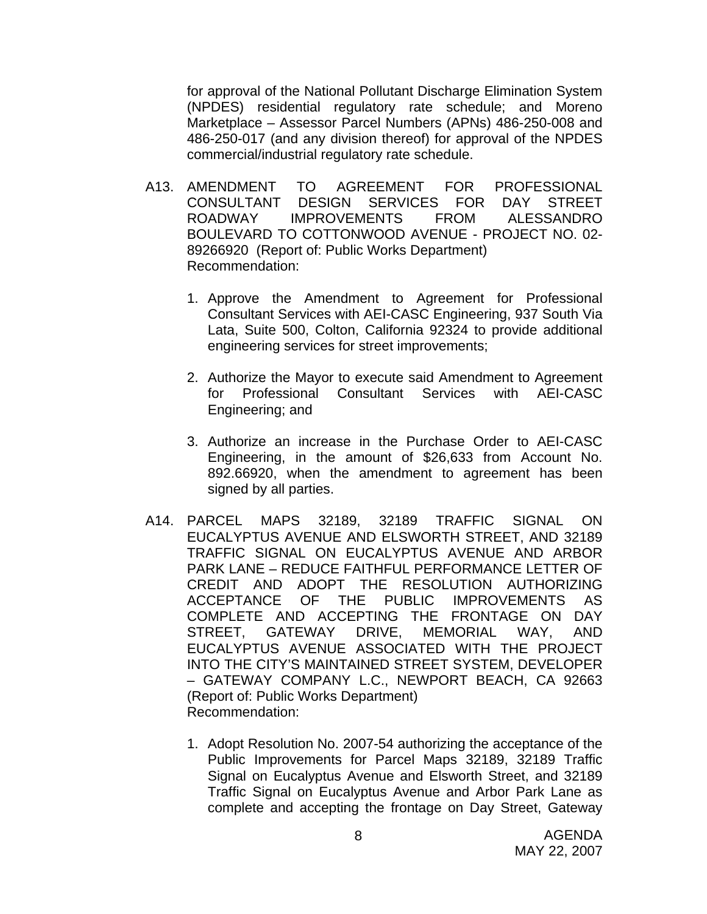for approval of the National Pollutant Discharge Elimination System (NPDES) residential regulatory rate schedule; and Moreno Marketplace – Assessor Parcel Numbers (APNs) 486-250-008 and 486-250-017 (and any division thereof) for approval of the NPDES commercial/industrial regulatory rate schedule.

A13. AMENDMENT TO AGREEMENT FOR PROFESSIONAL CONSULTANT DESIGN SERVICES FOR DAY STREET ROADWAY IMPROVEMENTS FROM ALESSANDRO BOULEVARD TO COTTONWOOD AVENUE - PROJECT NO. 02-89266920 (Report of: Public Works Department)
Recommendation:

1. Approve the Amendment to Agreement for Professional Consultant Services with AEI-CASC Engineering, 937 South Via Lata, Suite 500, Colton, California 92324 to provide additional engineering services for street improvements;

2. Authorize the Mayor to execute said Amendment to Agreement for Professional Consultant Services with AEI-CASC Engineering; and

3. Authorize an increase in the Purchase Order to AEI-CASC Engineering, in the amount of $26,633 from Account No. 892.66920, when the amendment to agreement has been signed by all parties.

A14. PARCEL MAPS 32189, 32189 TRAFFIC SIGNAL ON EUCALYPTUS AVENUE AND ELSWORTH STREET, AND 32189 TRAFFIC SIGNAL ON EUCALYPTUS AVENUE AND ARBOR PARK LANE – REDUCE FAITHFUL PERFORMANCE LETTER OF CREDIT AND ADOPT THE RESOLUTION AUTHORIZING ACCEPTANCE OF THE PUBLIC IMPROVEMENTS AS COMPLETE AND ACCEPTING THE FRONTAGE ON DAY STREET, GATEWAY DRIVE, MEMORIAL WAY, AND EUCALYPTUS AVENUE ASSOCIATED WITH THE PROJECT INTO THE CITY'S MAINTAINED STREET SYSTEM, DEVELOPER – GATEWAY COMPANY L.C., NEWPORT BEACH, CA 92663 (Report of: Public Works Department)
Recommendation:

1. Adopt Resolution No. 2007-54 authorizing the acceptance of the Public Improvements for Parcel Maps 32189, 32189 Traffic Signal on Eucalyptus Avenue and Elsworth Street, and 32189 Traffic Signal on Eucalyptus Avenue and Arbor Park Lane as complete and accepting the frontage on Day Street, Gateway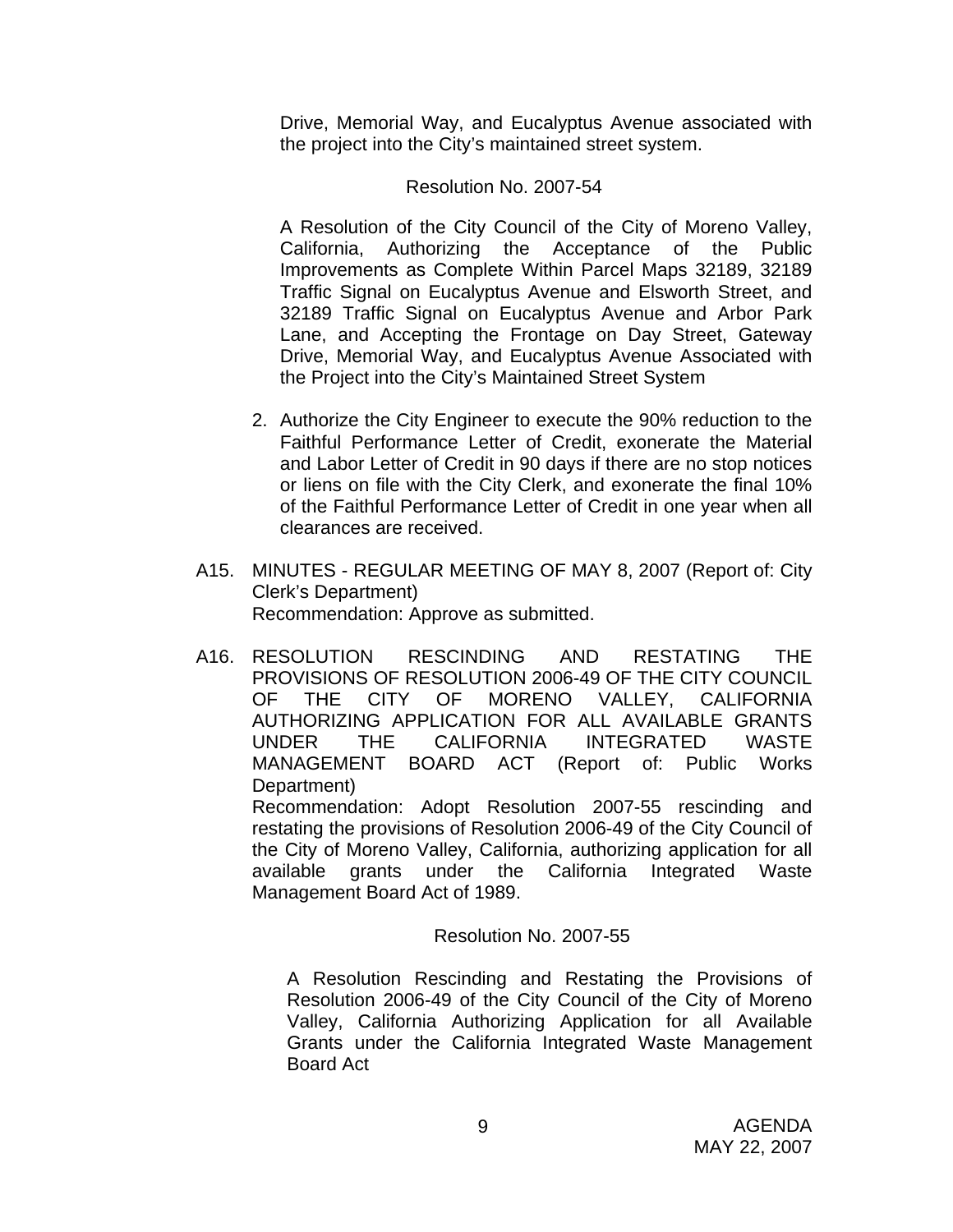Drive, Memorial Way, and Eucalyptus Avenue associated with the project into the City's maintained street system.

Resolution No. 2007-54

A Resolution of the City Council of the City of Moreno Valley, California, Authorizing the Acceptance of the Public Improvements as Complete Within Parcel Maps 32189, 32189 Traffic Signal on Eucalyptus Avenue and Elsworth Street, and 32189 Traffic Signal on Eucalyptus Avenue and Arbor Park Lane, and Accepting the Frontage on Day Street, Gateway Drive, Memorial Way, and Eucalyptus Avenue Associated with the Project into the City's Maintained Street System

2. Authorize the City Engineer to execute the 90% reduction to the Faithful Performance Letter of Credit, exonerate the Material and Labor Letter of Credit in 90 days if there are no stop notices or liens on file with the City Clerk, and exonerate the final 10% of the Faithful Performance Letter of Credit in one year when all clearances are received.

A15. MINUTES - REGULAR MEETING OF MAY 8, 2007 (Report of: City Clerk's Department)
Recommendation: Approve as submitted.

A16. RESOLUTION RESCINDING AND RESTATING THE PROVISIONS OF RESOLUTION 2006-49 OF THE CITY COUNCIL OF THE CITY OF MORENO VALLEY, CALIFORNIA AUTHORIZING APPLICATION FOR ALL AVAILABLE GRANTS UNDER THE CALIFORNIA INTEGRATED WASTE MANAGEMENT BOARD ACT (Report of: Public Works Department)
Recommendation: Adopt Resolution 2007-55 rescinding and restating the provisions of Resolution 2006-49 of the City Council of the City of Moreno Valley, California, authorizing application for all available grants under the California Integrated Waste Management Board Act of 1989.

Resolution No. 2007-55

A Resolution Rescinding and Restating the Provisions of Resolution 2006-49 of the City Council of the City of Moreno Valley, California Authorizing Application for all Available Grants under the California Integrated Waste Management Board Act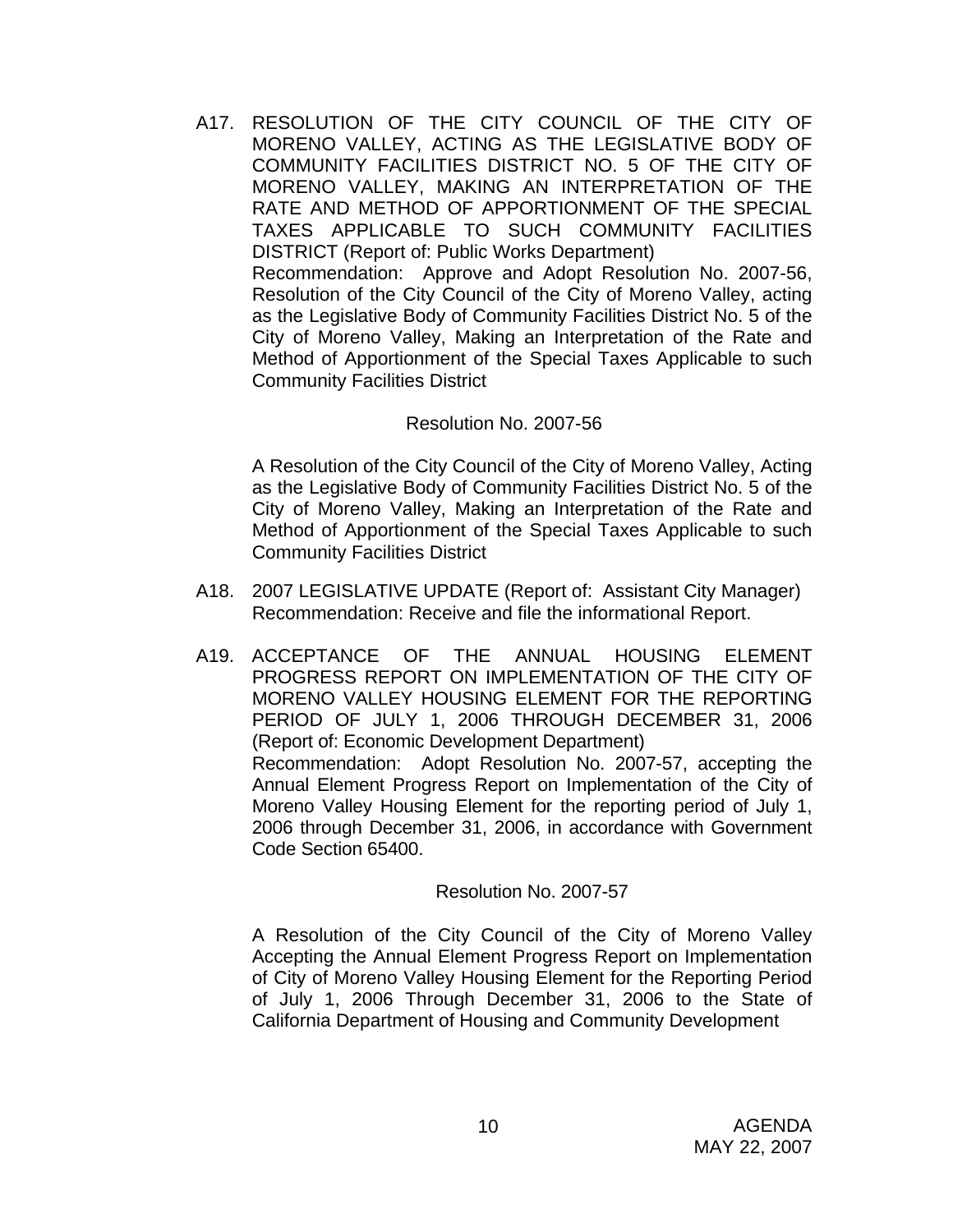A17. RESOLUTION OF THE CITY COUNCIL OF THE CITY OF MORENO VALLEY, ACTING AS THE LEGISLATIVE BODY OF COMMUNITY FACILITIES DISTRICT NO. 5 OF THE CITY OF MORENO VALLEY, MAKING AN INTERPRETATION OF THE RATE AND METHOD OF APPORTIONMENT OF THE SPECIAL TAXES APPLICABLE TO SUCH COMMUNITY FACILITIES DISTRICT (Report of: Public Works Department)
Recommendation: Approve and Adopt Resolution No. 2007-56, Resolution of the City Council of the City of Moreno Valley, acting as the Legislative Body of Community Facilities District No. 5 of the City of Moreno Valley, Making an Interpretation of the Rate and Method of Apportionment of the Special Taxes Applicable to such Community Facilities District

Resolution No. 2007-56

A Resolution of the City Council of the City of Moreno Valley, Acting as the Legislative Body of Community Facilities District No. 5 of the City of Moreno Valley, Making an Interpretation of the Rate and Method of Apportionment of the Special Taxes Applicable to such Community Facilities District

A18. 2007 LEGISLATIVE UPDATE (Report of: Assistant City Manager)
Recommendation: Receive and file the informational Report.

A19. ACCEPTANCE OF THE ANNUAL HOUSING ELEMENT PROGRESS REPORT ON IMPLEMENTATION OF THE CITY OF MORENO VALLEY HOUSING ELEMENT FOR THE REPORTING PERIOD OF JULY 1, 2006 THROUGH DECEMBER 31, 2006 (Report of: Economic Development Department)
Recommendation: Adopt Resolution No. 2007-57, accepting the Annual Element Progress Report on Implementation of the City of Moreno Valley Housing Element for the reporting period of July 1, 2006 through December 31, 2006, in accordance with Government Code Section 65400.

Resolution No. 2007-57

A Resolution of the City Council of the City of Moreno Valley Accepting the Annual Element Progress Report on Implementation of City of Moreno Valley Housing Element for the Reporting Period of July 1, 2006 Through December 31, 2006 to the State of California Department of Housing and Community Development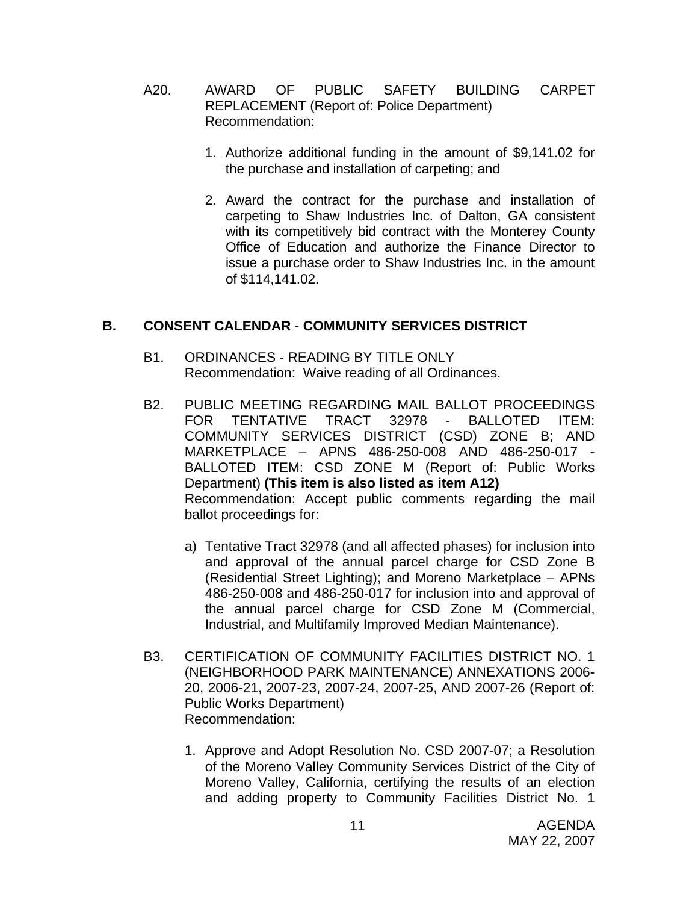A20. AWARD OF PUBLIC SAFETY BUILDING CARPET REPLACEMENT (Report of: Police Department)
Recommendation:

1. Authorize additional funding in the amount of $9,141.02 for the purchase and installation of carpeting; and

2. Award the contract for the purchase and installation of carpeting to Shaw Industries Inc. of Dalton, GA consistent with its competitively bid contract with the Monterey County Office of Education and authorize the Finance Director to issue a purchase order to Shaw Industries Inc. in the amount of $114,141.02.

## B. CONSENT CALENDAR - COMMUNITY SERVICES DISTRICT

B1. ORDINANCES - READING BY TITLE ONLY
Recommendation: Waive reading of all Ordinances.

B2. PUBLIC MEETING REGARDING MAIL BALLOT PROCEEDINGS FOR TENTATIVE TRACT 32978 - BALLOTED ITEM: COMMUNITY SERVICES DISTRICT (CSD) ZONE B; AND MARKETPLACE – APNS 486-250-008 AND 486-250-017 - BALLOTED ITEM: CSD ZONE M (Report of: Public Works Department) **(This item is also listed as item A12)**
Recommendation: Accept public comments regarding the mail ballot proceedings for:

a) Tentative Tract 32978 (and all affected phases) for inclusion into and approval of the annual parcel charge for CSD Zone B (Residential Street Lighting); and Moreno Marketplace – APNs 486-250-008 and 486-250-017 for inclusion into and approval of the annual parcel charge for CSD Zone M (Commercial, Industrial, and Multifamily Improved Median Maintenance).

B3. CERTIFICATION OF COMMUNITY FACILITIES DISTRICT NO. 1 (NEIGHBORHOOD PARK MAINTENANCE) ANNEXATIONS 2006-20, 2006-21, 2007-23, 2007-24, 2007-25, AND 2007-26 (Report of: Public Works Department)
Recommendation:

1. Approve and Adopt Resolution No. CSD 2007-07; a Resolution of the Moreno Valley Community Services District of the City of Moreno Valley, California, certifying the results of an election and adding property to Community Facilities District No. 1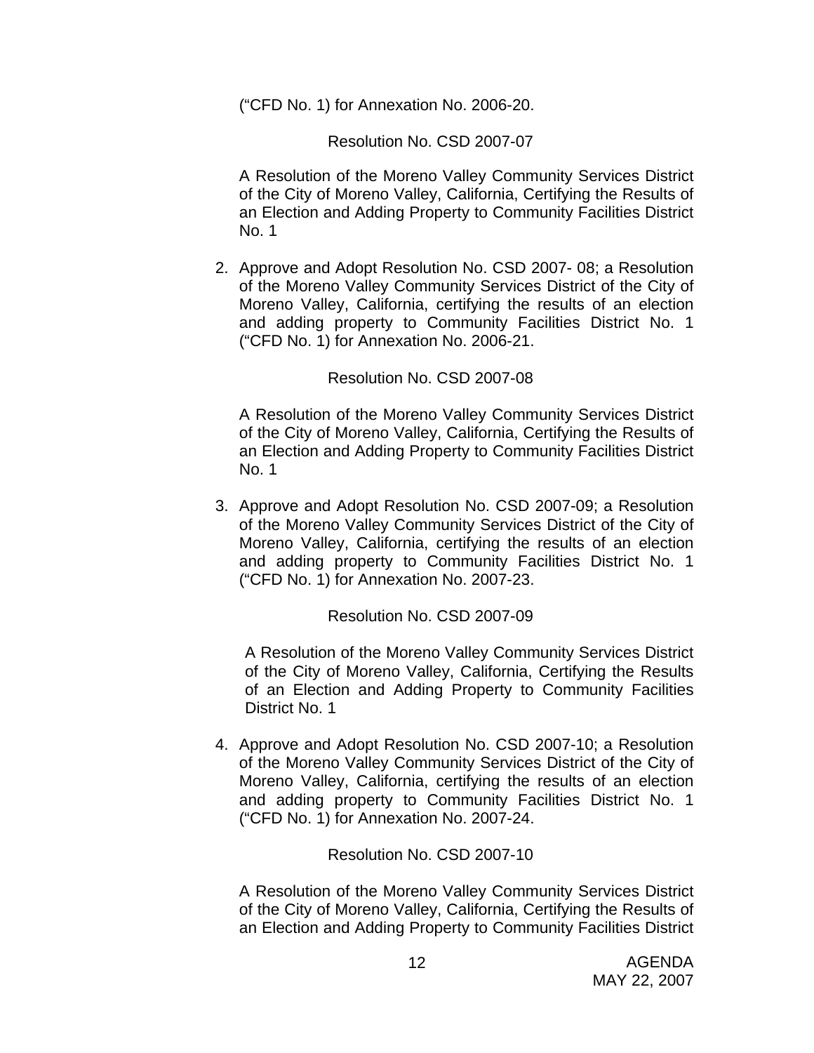("CFD No. 1) for Annexation No. 2006-20.

Resolution No. CSD 2007-07

A Resolution of the Moreno Valley Community Services District of the City of Moreno Valley, California, Certifying the Results of an Election and Adding Property to Community Facilities District No. 1

2. Approve and Adopt Resolution No. CSD 2007- 08; a Resolution of the Moreno Valley Community Services District of the City of Moreno Valley, California, certifying the results of an election and adding property to Community Facilities District No. 1 ("CFD No. 1) for Annexation No. 2006-21.

   Resolution No. CSD 2007-08

   A Resolution of the Moreno Valley Community Services District of the City of Moreno Valley, California, Certifying the Results of an Election and Adding Property to Community Facilities District No. 1

3. Approve and Adopt Resolution No. CSD 2007-09; a Resolution of the Moreno Valley Community Services District of the City of Moreno Valley, California, certifying the results of an election and adding property to Community Facilities District No. 1 ("CFD No. 1) for Annexation No. 2007-23.

   Resolution No. CSD 2007-09

   A Resolution of the Moreno Valley Community Services District of the City of Moreno Valley, California, Certifying the Results of an Election and Adding Property to Community Facilities District No. 1

4. Approve and Adopt Resolution No. CSD 2007-10; a Resolution of the Moreno Valley Community Services District of the City of Moreno Valley, California, certifying the results of an election and adding property to Community Facilities District No. 1 ("CFD No. 1) for Annexation No. 2007-24.

   Resolution No. CSD 2007-10

   A Resolution of the Moreno Valley Community Services District of the City of Moreno Valley, California, Certifying the Results of an Election and Adding Property to Community Facilities District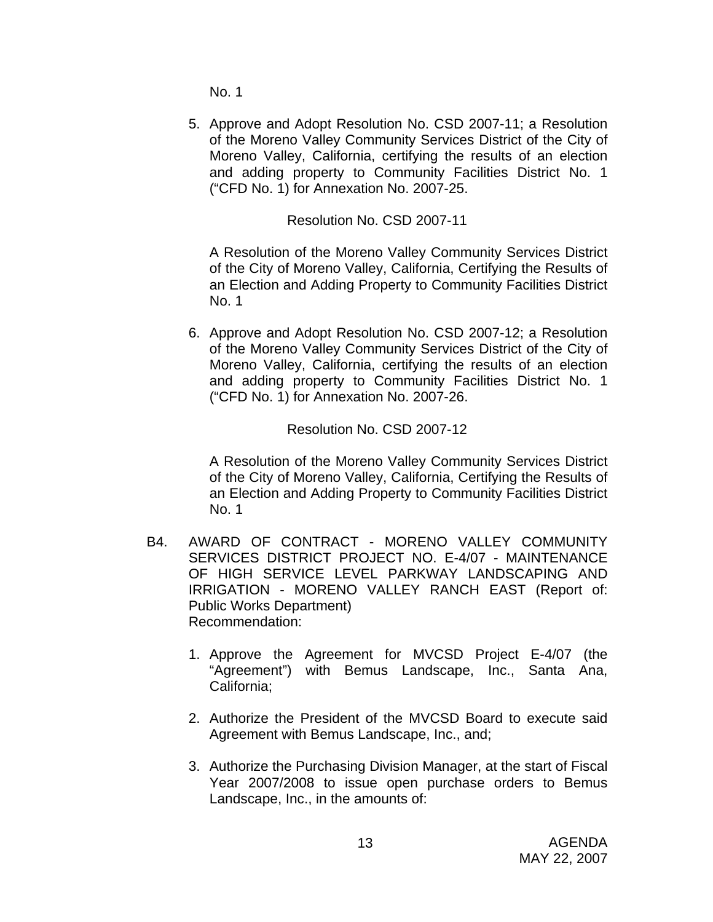No. 1

5. Approve and Adopt Resolution No. CSD 2007-11; a Resolution of the Moreno Valley Community Services District of the City of Moreno Valley, California, certifying the results of an election and adding property to Community Facilities District No. 1 ("CFD No. 1) for Annexation No. 2007-25.

   Resolution No. CSD 2007-11

   A Resolution of the Moreno Valley Community Services District of the City of Moreno Valley, California, Certifying the Results of an Election and Adding Property to Community Facilities District No. 1

6. Approve and Adopt Resolution No. CSD 2007-12; a Resolution of the Moreno Valley Community Services District of the City of Moreno Valley, California, certifying the results of an election and adding property to Community Facilities District No. 1 ("CFD No. 1) for Annexation No. 2007-26.

   Resolution No. CSD 2007-12

   A Resolution of the Moreno Valley Community Services District of the City of Moreno Valley, California, Certifying the Results of an Election and Adding Property to Community Facilities District No. 1

B4. AWARD OF CONTRACT - MORENO VALLEY COMMUNITY SERVICES DISTRICT PROJECT NO. E-4/07 - MAINTENANCE OF HIGH SERVICE LEVEL PARKWAY LANDSCAPING AND IRRIGATION - MORENO VALLEY RANCH EAST (Report of: Public Works Department)
Recommendation:

1. Approve the Agreement for MVCSD Project E-4/07 (the "Agreement") with Bemus Landscape, Inc., Santa Ana, California;

2. Authorize the President of the MVCSD Board to execute said Agreement with Bemus Landscape, Inc., and;

3. Authorize the Purchasing Division Manager, at the start of Fiscal Year 2007/2008 to issue open purchase orders to Bemus Landscape, Inc., in the amounts of: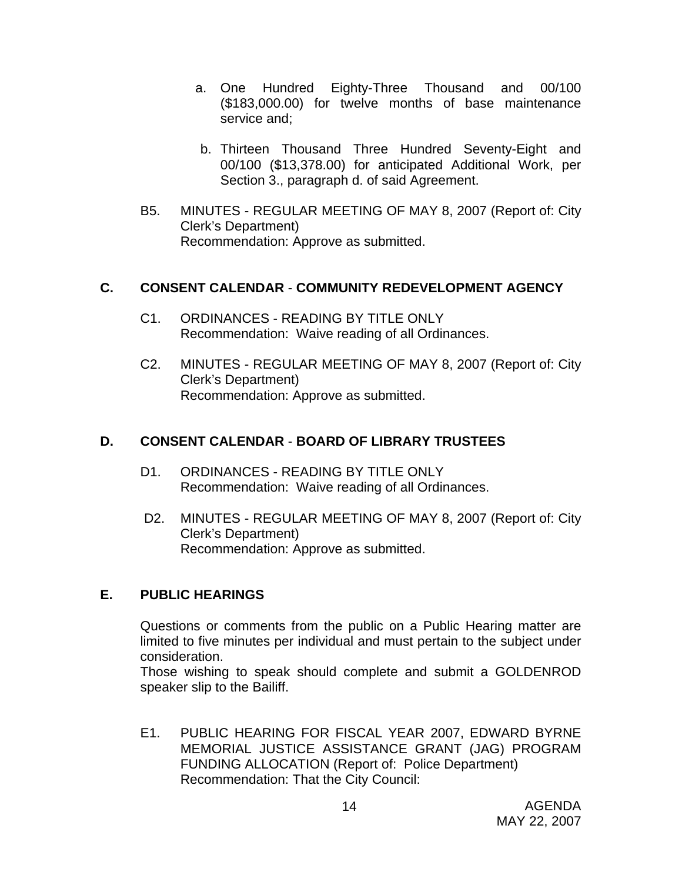a. One Hundred Eighty-Three Thousand and 00/100 ($183,000.00) for twelve months of base maintenance service and;

b. Thirteen Thousand Three Hundred Seventy-Eight and 00/100 ($13,378.00) for anticipated Additional Work, per Section 3., paragraph d. of said Agreement.

B5. MINUTES - REGULAR MEETING OF MAY 8, 2007 (Report of: City Clerk's Department)
Recommendation: Approve as submitted.

## C. CONSENT CALENDAR - COMMUNITY REDEVELOPMENT AGENCY

C1. ORDINANCES - READING BY TITLE ONLY
Recommendation: Waive reading of all Ordinances.

C2. MINUTES - REGULAR MEETING OF MAY 8, 2007 (Report of: City Clerk's Department)
Recommendation: Approve as submitted.

## D. CONSENT CALENDAR - BOARD OF LIBRARY TRUSTEES

D1. ORDINANCES - READING BY TITLE ONLY
Recommendation: Waive reading of all Ordinances.

D2. MINUTES - REGULAR MEETING OF MAY 8, 2007 (Report of: City Clerk's Department)
Recommendation: Approve as submitted.

## E. PUBLIC HEARINGS

Questions or comments from the public on a Public Hearing matter are limited to five minutes per individual and must pertain to the subject under consideration.
Those wishing to speak should complete and submit a GOLDENROD speaker slip to the Bailiff.

E1. PUBLIC HEARING FOR FISCAL YEAR 2007, EDWARD BYRNE MEMORIAL JUSTICE ASSISTANCE GRANT (JAG) PROGRAM FUNDING ALLOCATION (Report of: Police Department)
Recommendation: That the City Council: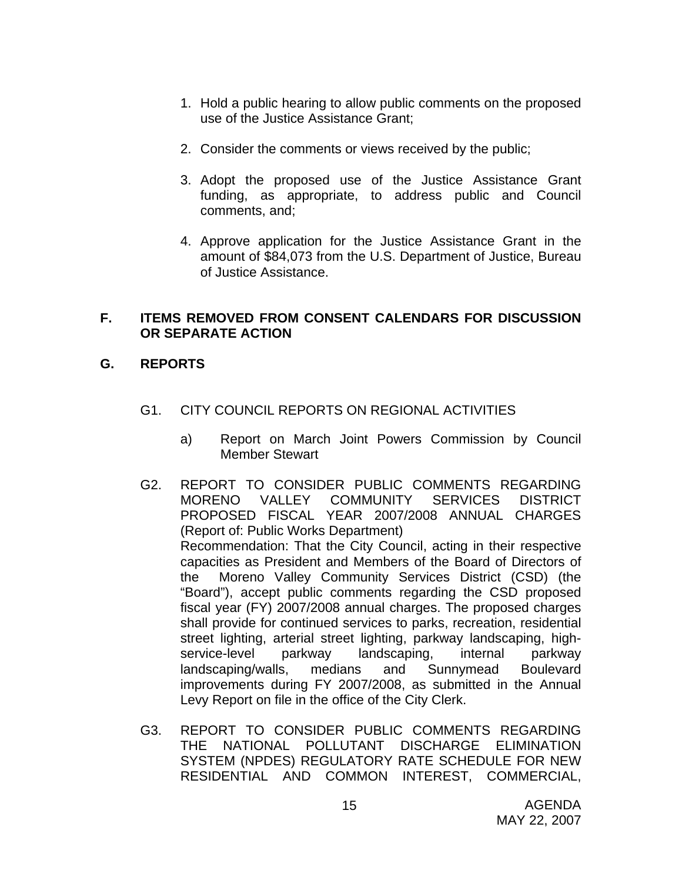1. Hold a public hearing to allow public comments on the proposed use of the Justice Assistance Grant;

2. Consider the comments or views received by the public;

3. Adopt the proposed use of the Justice Assistance Grant funding, as appropriate, to address public and Council comments, and;

4. Approve application for the Justice Assistance Grant in the amount of $84,073 from the U.S. Department of Justice, Bureau of Justice Assistance.

## F. ITEMS REMOVED FROM CONSENT CALENDARS FOR DISCUSSION OR SEPARATE ACTION

## G. REPORTS

G1. CITY COUNCIL REPORTS ON REGIONAL ACTIVITIES

a) Report on March Joint Powers Commission by Council Member Stewart

G2. REPORT TO CONSIDER PUBLIC COMMENTS REGARDING MORENO VALLEY COMMUNITY SERVICES DISTRICT PROPOSED FISCAL YEAR 2007/2008 ANNUAL CHARGES (Report of: Public Works Department)
Recommendation: That the City Council, acting in their respective capacities as President and Members of the Board of Directors of the Moreno Valley Community Services District (CSD) (the "Board"), accept public comments regarding the CSD proposed fiscal year (FY) 2007/2008 annual charges. The proposed charges shall provide for continued services to parks, recreation, residential street lighting, arterial street lighting, parkway landscaping, high-service-level parkway landscaping, internal parkway landscaping/walls, medians and Sunnymead Boulevard improvements during FY 2007/2008, as submitted in the Annual Levy Report on file in the office of the City Clerk.

G3. REPORT TO CONSIDER PUBLIC COMMENTS REGARDING THE NATIONAL POLLUTANT DISCHARGE ELIMINATION SYSTEM (NPDES) REGULATORY RATE SCHEDULE FOR NEW RESIDENTIAL AND COMMON INTEREST, COMMERCIAL,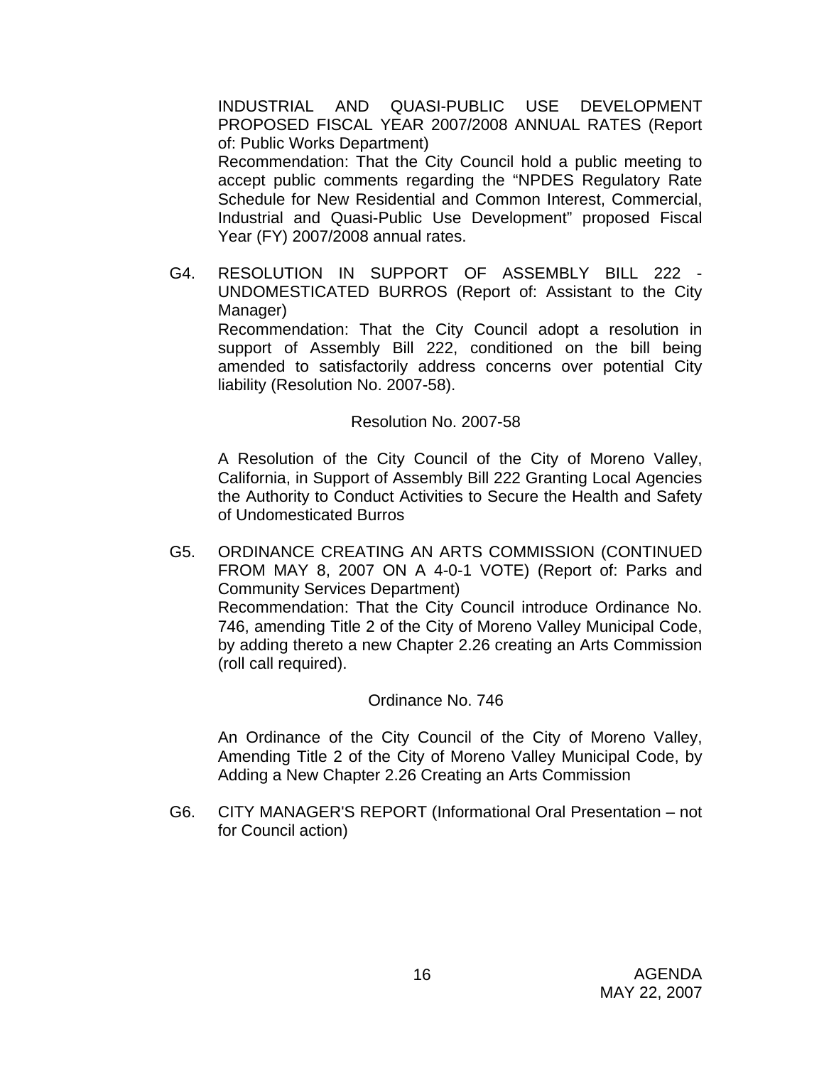INDUSTRIAL AND QUASI-PUBLIC USE DEVELOPMENT PROPOSED FISCAL YEAR 2007/2008 ANNUAL RATES (Report of: Public Works Department)

Recommendation: That the City Council hold a public meeting to accept public comments regarding the "NPDES Regulatory Rate Schedule for New Residential and Common Interest, Commercial, Industrial and Quasi-Public Use Development" proposed Fiscal Year (FY) 2007/2008 annual rates.

G4. RESOLUTION IN SUPPORT OF ASSEMBLY BILL 222 - UNDOMESTICATED BURROS (Report of: Assistant to the City Manager)

Recommendation: That the City Council adopt a resolution in support of Assembly Bill 222, conditioned on the bill being amended to satisfactorily address concerns over potential City liability (Resolution No. 2007-58).

Resolution No. 2007-58

A Resolution of the City Council of the City of Moreno Valley, California, in Support of Assembly Bill 222 Granting Local Agencies the Authority to Conduct Activities to Secure the Health and Safety of Undomesticated Burros

G5. ORDINANCE CREATING AN ARTS COMMISSION (CONTINUED FROM MAY 8, 2007 ON A 4-0-1 VOTE) (Report of: Parks and Community Services Department)

Recommendation: That the City Council introduce Ordinance No. 746, amending Title 2 of the City of Moreno Valley Municipal Code, by adding thereto a new Chapter 2.26 creating an Arts Commission (roll call required).

Ordinance No. 746

An Ordinance of the City Council of the City of Moreno Valley, Amending Title 2 of the City of Moreno Valley Municipal Code, by Adding a New Chapter 2.26 Creating an Arts Commission

G6. CITY MANAGER'S REPORT (Informational Oral Presentation – not for Council action)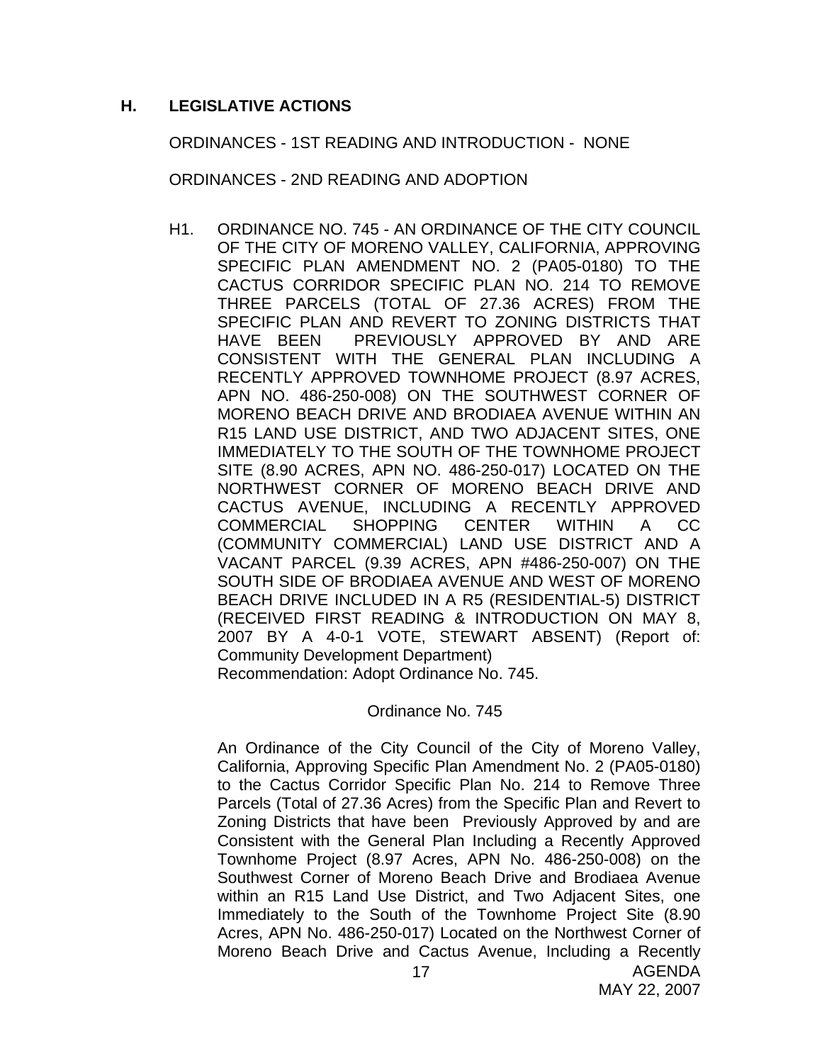## H. LEGISLATIVE ACTIONS

ORDINANCES - 1ST READING AND INTRODUCTION - NONE

ORDINANCES - 2ND READING AND ADOPTION

H1. ORDINANCE NO. 745 - AN ORDINANCE OF THE CITY COUNCIL OF THE CITY OF MORENO VALLEY, CALIFORNIA, APPROVING SPECIFIC PLAN AMENDMENT NO. 2 (PA05-0180) TO THE CACTUS CORRIDOR SPECIFIC PLAN NO. 214 TO REMOVE THREE PARCELS (TOTAL OF 27.36 ACRES) FROM THE SPECIFIC PLAN AND REVERT TO ZONING DISTRICTS THAT HAVE BEEN PREVIOUSLY APPROVED BY AND ARE CONSISTENT WITH THE GENERAL PLAN INCLUDING A RECENTLY APPROVED TOWNHOME PROJECT (8.97 ACRES, APN NO. 486-250-008) ON THE SOUTHWEST CORNER OF MORENO BEACH DRIVE AND BRODIAEA AVENUE WITHIN AN R15 LAND USE DISTRICT, AND TWO ADJACENT SITES, ONE IMMEDIATELY TO THE SOUTH OF THE TOWNHOME PROJECT SITE (8.90 ACRES, APN NO. 486-250-017) LOCATED ON THE NORTHWEST CORNER OF MORENO BEACH DRIVE AND CACTUS AVENUE, INCLUDING A RECENTLY APPROVED COMMERCIAL SHOPPING CENTER WITHIN A CC (COMMUNITY COMMERCIAL) LAND USE DISTRICT AND A VACANT PARCEL (9.39 ACRES, APN #486-250-007) ON THE SOUTH SIDE OF BRODIAEA AVENUE AND WEST OF MORENO BEACH DRIVE INCLUDED IN A R5 (RESIDENTIAL-5) DISTRICT (RECEIVED FIRST READING & INTRODUCTION ON MAY 8, 2007 BY A 4-0-1 VOTE, STEWART ABSENT) (Report of: Community Development Department)
Recommendation: Adopt Ordinance No. 745.

Ordinance No. 745

An Ordinance of the City Council of the City of Moreno Valley, California, Approving Specific Plan Amendment No. 2 (PA05-0180) to the Cactus Corridor Specific Plan No. 214 to Remove Three Parcels (Total of 27.36 Acres) from the Specific Plan and Revert to Zoning Districts that have been Previously Approved by and are Consistent with the General Plan Including a Recently Approved Townhome Project (8.97 Acres, APN No. 486-250-008) on the Southwest Corner of Moreno Beach Drive and Brodiaea Avenue within an R15 Land Use District, and Two Adjacent Sites, one Immediately to the South of the Townhome Project Site (8.90 Acres, APN No. 486-250-017) Located on the Northwest Corner of Moreno Beach Drive and Cactus Avenue, Including a Recently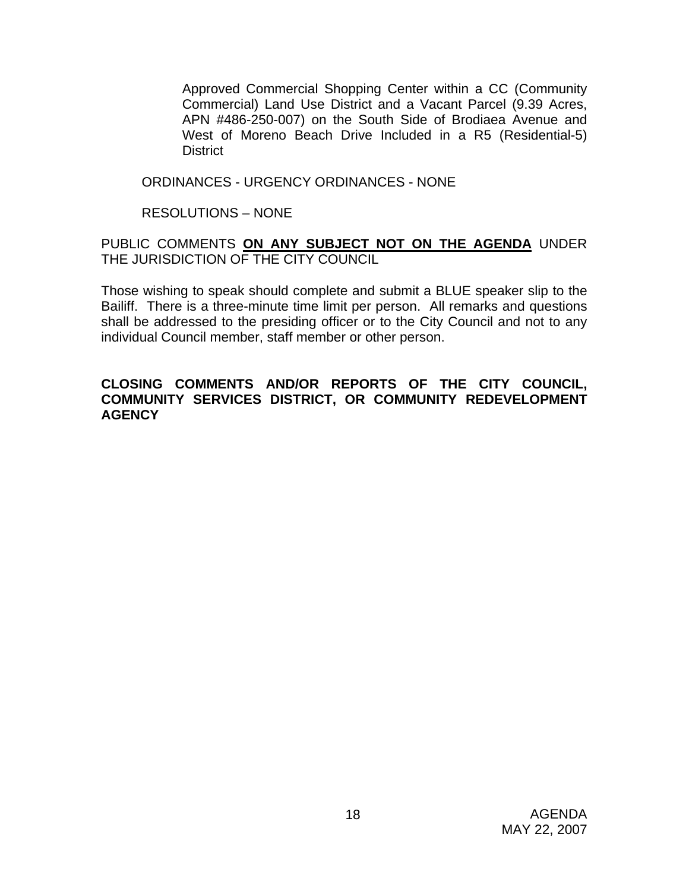Approved Commercial Shopping Center within a CC (Community Commercial) Land Use District and a Vacant Parcel (9.39 Acres, APN #486-250-007) on the South Side of Brodiaea Avenue and West of Moreno Beach Drive Included in a R5 (Residential-5) District

ORDINANCES - URGENCY ORDINANCES - NONE

RESOLUTIONS – NONE

PUBLIC COMMENTS **ON ANY SUBJECT NOT ON THE AGENDA** UNDER THE JURISDICTION OF THE CITY COUNCIL

Those wishing to speak should complete and submit a BLUE speaker slip to the Bailiff. There is a three-minute time limit per person. All remarks and questions shall be addressed to the presiding officer or to the City Council and not to any individual Council member, staff member or other person.

**CLOSING COMMENTS AND/OR REPORTS OF THE CITY COUNCIL, COMMUNITY SERVICES DISTRICT, OR COMMUNITY REDEVELOPMENT AGENCY**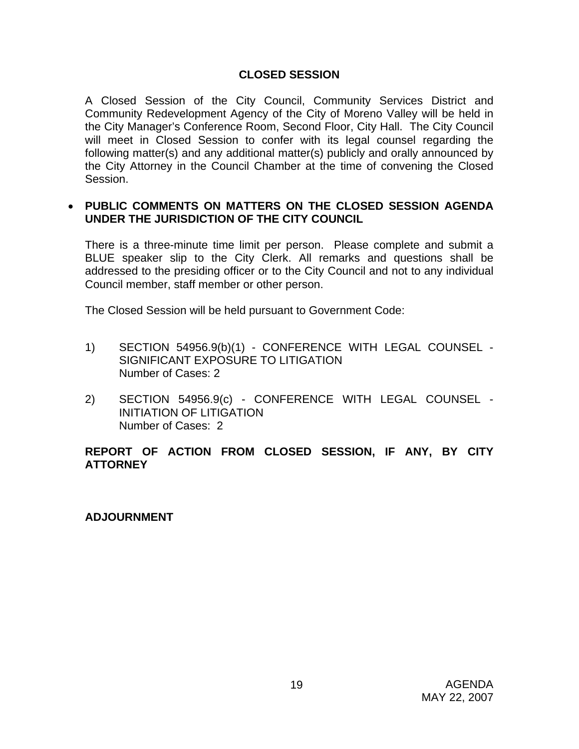## CLOSED SESSION

A Closed Session of the City Council, Community Services District and Community Redevelopment Agency of the City of Moreno Valley will be held in the City Manager's Conference Room, Second Floor, City Hall. The City Council will meet in Closed Session to confer with its legal counsel regarding the following matter(s) and any additional matter(s) publicly and orally announced by the City Attorney in the Council Chamber at the time of convening the Closed Session.

- **PUBLIC COMMENTS ON MATTERS ON THE CLOSED SESSION AGENDA UNDER THE JURISDICTION OF THE CITY COUNCIL**

  There is a three-minute time limit per person. Please complete and submit a BLUE speaker slip to the City Clerk. All remarks and questions shall be addressed to the presiding officer or to the City Council and not to any individual Council member, staff member or other person.

  The Closed Session will be held pursuant to Government Code:

  1) SECTION 54956.9(b)(1) - CONFERENCE WITH LEGAL COUNSEL - SIGNIFICANT EXPOSURE TO LITIGATION
     Number of Cases: 2

  2) SECTION 54956.9(c) - CONFERENCE WITH LEGAL COUNSEL - INITIATION OF LITIGATION
     Number of Cases: 2

**REPORT OF ACTION FROM CLOSED SESSION, IF ANY, BY CITY ATTORNEY**

**ADJOURNMENT**